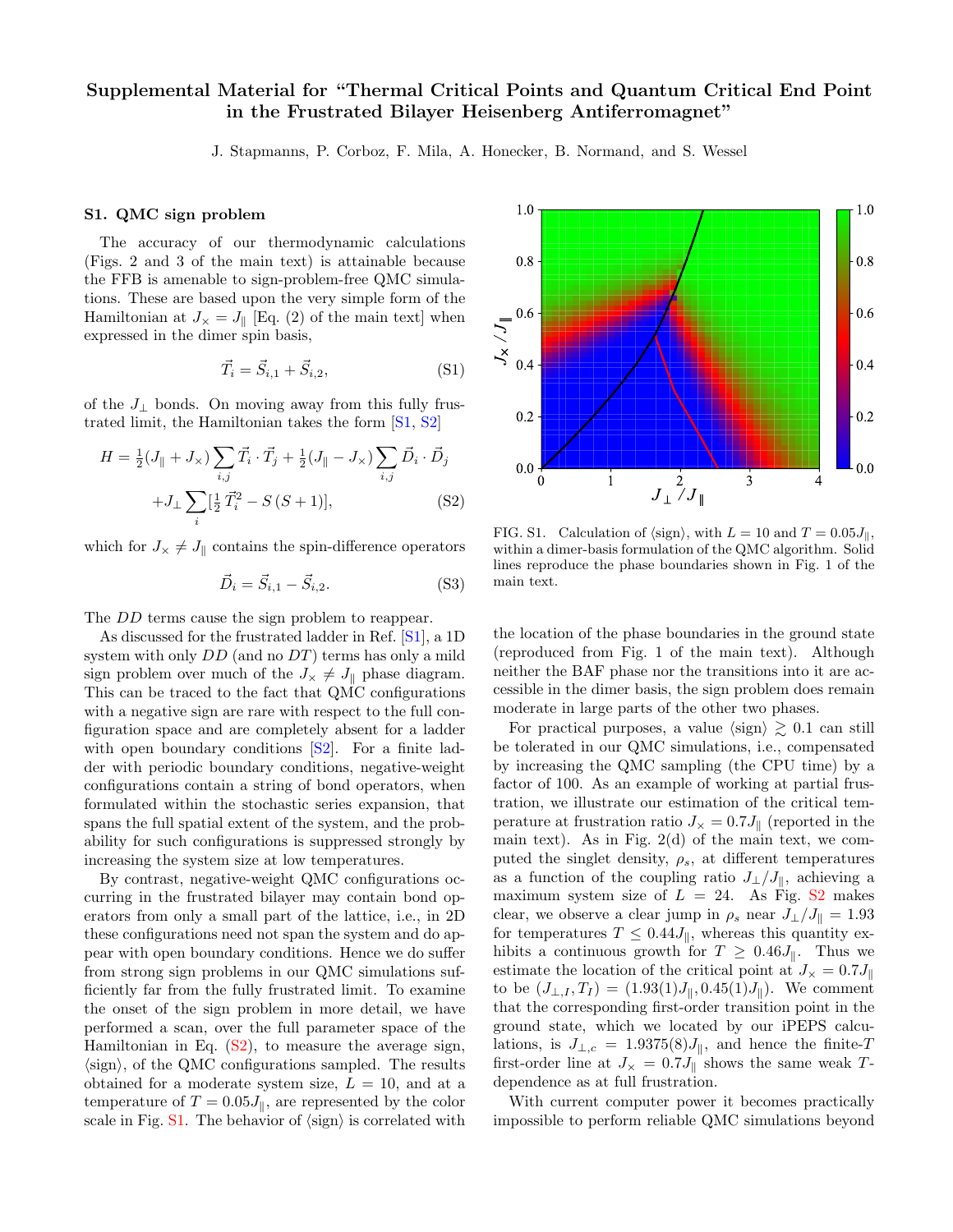# Supplemental Material for "Thermal Critical Points and Quantum Critical End Point in the Frustrated Bilayer Heisenberg Antiferromagnet"

J. Stapmanns, P. Corboz, F. Mila, A. Honecker, B. Normand, and S. Wessel

## S1. QMC sign problem

The accuracy of our thermodynamic calculations (Figs. 2 and 3 of the main text) is attainable because the FFB is amenable to sign-problem-free QMC simulations. These are based upon the very simple form of the Hamiltonian at $J_\times = J_\parallel$ [Eq. (2) of the main text] when expressed in the dimer spin basis,

$$\vec{T}_i = \vec{S}_{i,1} + \vec{S}_{i,2}, \tag{S1}$$

of the $J_\perp$ bonds. On moving away from this fully frustrated limit, the Hamiltonian takes the form [S1, S2]

$$H = \tfrac{1}{2}(J_\parallel + J_\times)\sum_{i,j}\vec{T}_i\cdot\vec{T}_j + \tfrac{1}{2}(J_\parallel - J_\times)\sum_{i,j}\vec{D}_i\cdot\vec{D}_j + J_\perp\sum_i[\tfrac{1}{2}\vec{T}_i^2 - S(S+1)], \tag{S2}$$

which for $J_\times \neq J_\parallel$ contains the spin-difference operators

$$\vec{D}_i = \vec{S}_{i,1} - \vec{S}_{i,2}. \tag{S3}$$

The $DD$ terms cause the sign problem to reappear.

As discussed for the frustrated ladder in Ref. [S1], a 1D system with only $DD$ (and no $DT$) terms has only a mild sign problem over much of the $J_\times \neq J_\parallel$ phase diagram. This can be traced to the fact that QMC configurations with a negative sign are rare with respect to the full configuration space and are completely absent for a ladder with open boundary conditions [S2]. For a finite ladder with periodic boundary conditions, negative-weight configurations contain a string of bond operators, when formulated within the stochastic series expansion, that spans the full spatial extent of the system, and the probability for such configurations is suppressed strongly by increasing the system size at low temperatures.

By contrast, negative-weight QMC configurations occurring in the frustrated bilayer may contain bond operators from only a small part of the lattice, i.e., in 2D these configurations need not span the system and do appear with open boundary conditions. Hence we do suffer from strong sign problems in our QMC simulations sufficiently far from the fully frustrated limit. To examine the onset of the sign problem in more detail, we have performed a scan, over the full parameter space of the Hamiltonian in Eq. (S2), to measure the average sign, $\langle\text{sign}\rangle$, of the QMC configurations sampled. The results obtained for a moderate system size, $L = 10$, and at a temperature of $T = 0.05J_\parallel$, are represented by the color scale in Fig. S1. The behavior of $\langle\text{sign}\rangle$ is correlated with the location of the phase boundaries in the ground state (reproduced from Fig. 1 of the main text). Although neither the BAF phase nor the transitions into it are accessible in the dimer basis, the sign problem does remain moderate in large parts of the other two phases.

FIG. S1. Calculation of $\langle\text{sign}\rangle$, with $L = 10$ and $T = 0.05J_\parallel$, within a dimer-basis formulation of the QMC algorithm. Solid lines reproduce the phase boundaries shown in Fig. 1 of the main text.

For practical purposes, a value $\langle\text{sign}\rangle \gtrsim 0.1$ can still be tolerated in our QMC simulations, i.e., compensated by increasing the QMC sampling (the CPU time) by a factor of 100. As an example of working at partial frustration, we illustrate our estimation of the critical temperature at frustration ratio $J_\times = 0.7J_\parallel$ (reported in the main text). As in Fig. 2(d) of the main text, we computed the singlet density, $\rho_s$, at different temperatures as a function of the coupling ratio $J_\perp/J_\parallel$, achieving a maximum system size of $L = 24$. As Fig. S2 makes clear, we observe a clear jump in $\rho_s$ near $J_\perp/J_\parallel = 1.93$ for temperatures $T \leq 0.44J_\parallel$, whereas this quantity exhibits a continuous growth for $T \geq 0.46J_\parallel$. Thus we estimate the location of the critical point at $J_\times = 0.7J_\parallel$ to be $(J_{\perp,I}, T_I) = (1.93(1)J_\parallel, 0.45(1)J_\parallel)$. We comment that the corresponding first-order transition point in the ground state, which we located by our iPEPS calculations, is $J_{\perp,c} = 1.9375(8)J_\parallel$, and hence the finite-$T$ first-order line at $J_\times = 0.7J_\parallel$ shows the same weak $T$-dependence as at full frustration.

With current computer power it becomes practically impossible to perform reliable QMC simulations beyond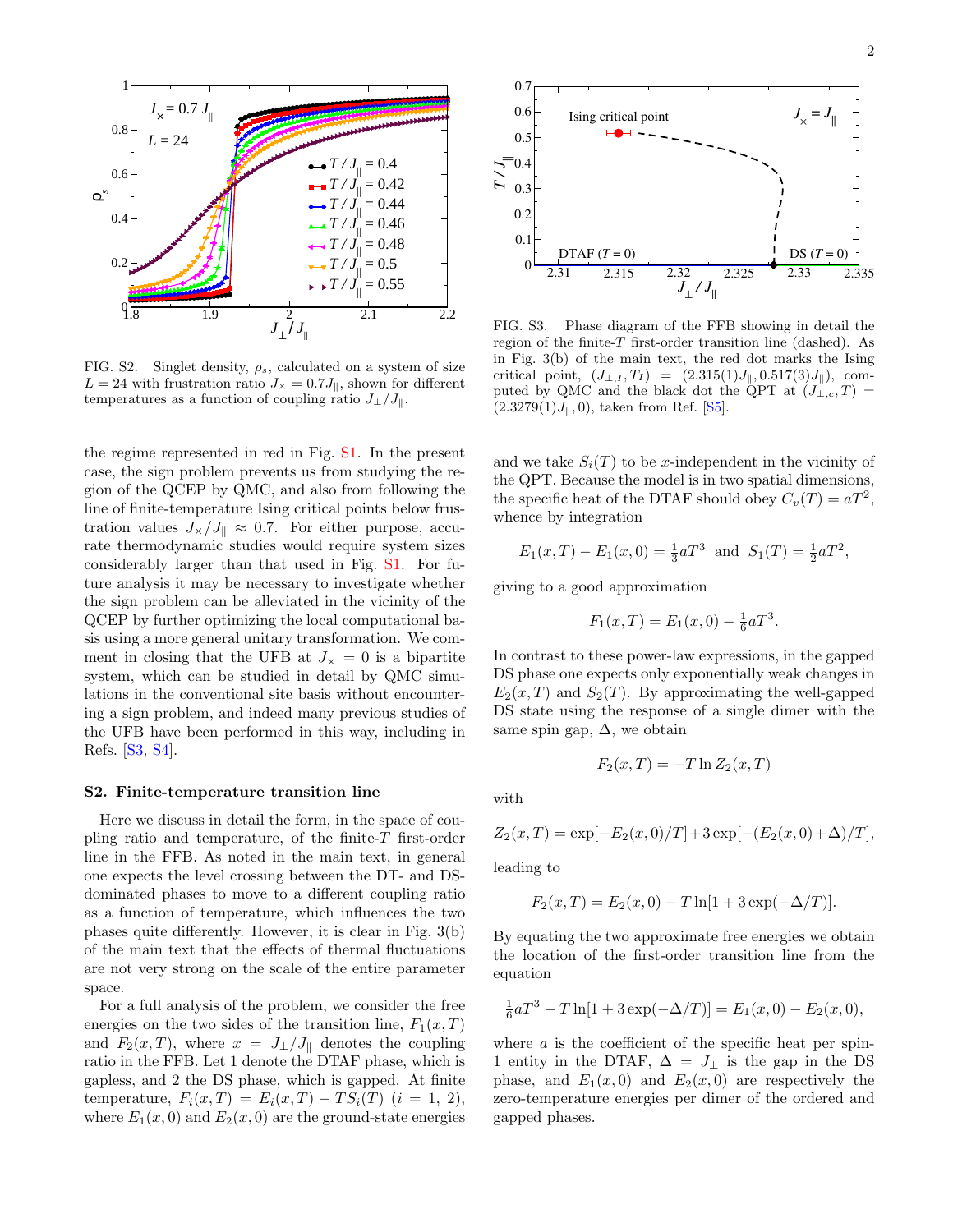FIG. S2. Singlet density, $\rho_s$, calculated on a system of size $L = 24$ with frustration ratio $J_\times = 0.7 J_\parallel$, shown for different temperatures as a function of coupling ratio $J_\perp / J_\parallel$.

FIG. S3. Phase diagram of the FFB showing in detail the region of the finite-$T$ first-order transition line (dashed). As in Fig. 3(b) of the main text, the red dot marks the Ising critical point, $(J_{\perp,I}, T_I) = (2.315(1)J_\parallel, 0.517(3)J_\parallel)$, computed by QMC and the black dot the QPT at $(J_{\perp,c}, T) = (2.3279(1)J_\parallel, 0)$, taken from Ref. [S5].

the regime represented in red in Fig. S1. In the present case, the sign problem prevents us from studying the region of the QCEP by QMC, and also from following the line of finite-temperature Ising critical points below frustration values $J_\times/J_\parallel \approx 0.7$. For either purpose, accurate thermodynamic studies would require system sizes considerably larger than that used in Fig. S1. For future analysis it may be necessary to investigate whether the sign problem can be alleviated in the vicinity of the QCEP by further optimizing the local computational basis using a more general unitary transformation. We comment in closing that the UFB at $J_\times = 0$ is a bipartite system, which can be studied in detail by QMC simulations in the conventional site basis without encountering a sign problem, and indeed many previous studies of the UFB have been performed in this way, including in Refs. [S3, S4].

## S2. Finite-temperature transition line

Here we discuss in detail the form, in the space of coupling ratio and temperature, of the finite-$T$ first-order line in the FFB. As noted in the main text, in general one expects the level crossing between the DT- and DS-dominated phases to move to a different coupling ratio as a function of temperature, which influences the two phases quite differently. However, it is clear in Fig. 3(b) of the main text that the effects of thermal fluctuations are not very strong on the scale of the entire parameter space.

For a full analysis of the problem, we consider the free energies on the two sides of the transition line, $F_1(x, T)$ and $F_2(x, T)$, where $x = J_\perp/J_\parallel$ denotes the coupling ratio in the FFB. Let 1 denote the DTAF phase, which is gapless, and 2 the DS phase, which is gapped. At finite temperature, $F_i(x, T) = E_i(x, T) - T S_i(T)$ $(i = 1, 2)$, where $E_1(x, 0)$ and $E_2(x, 0)$ are the ground-state energies and we take $S_i(T)$ to be $x$-independent in the vicinity of the QPT. Because the model is in two spatial dimensions, the specific heat of the DTAF should obey $C_v(T) = aT^2$, whence by integration

$$E_1(x, T) - E_1(x, 0) = \tfrac{1}{3} a T^3 \;\; \text{and} \;\; S_1(T) = \tfrac{1}{2} a T^2,$$

giving to a good approximation

$$F_1(x, T) = E_1(x, 0) - \tfrac{1}{6} a T^3.$$

In contrast to these power-law expressions, in the gapped DS phase one expects only exponentially weak changes in $E_2(x, T)$ and $S_2(T)$. By approximating the well-gapped DS state using the response of a single dimer with the same spin gap, $\Delta$, we obtain

$$F_2(x, T) = -T \ln Z_2(x, T)$$

with

$$Z_2(x, T) = \exp[-E_2(x, 0)/T] + 3\exp[-(E_2(x, 0) + \Delta)/T],$$

leading to

$$F_2(x, T) = E_2(x, 0) - T \ln[1 + 3\exp(-\Delta/T)].$$

By equating the two approximate free energies we obtain the location of the first-order transition line from the equation

$$\tfrac{1}{6} a T^3 - T \ln[1 + 3\exp(-\Delta/T)] = E_1(x, 0) - E_2(x, 0),$$

where $a$ is the coefficient of the specific heat per spin-1 entity in the DTAF, $\Delta = J_\perp$ is the gap in the DS phase, and $E_1(x, 0)$ and $E_2(x, 0)$ are respectively the zero-temperature energies per dimer of the ordered and gapped phases.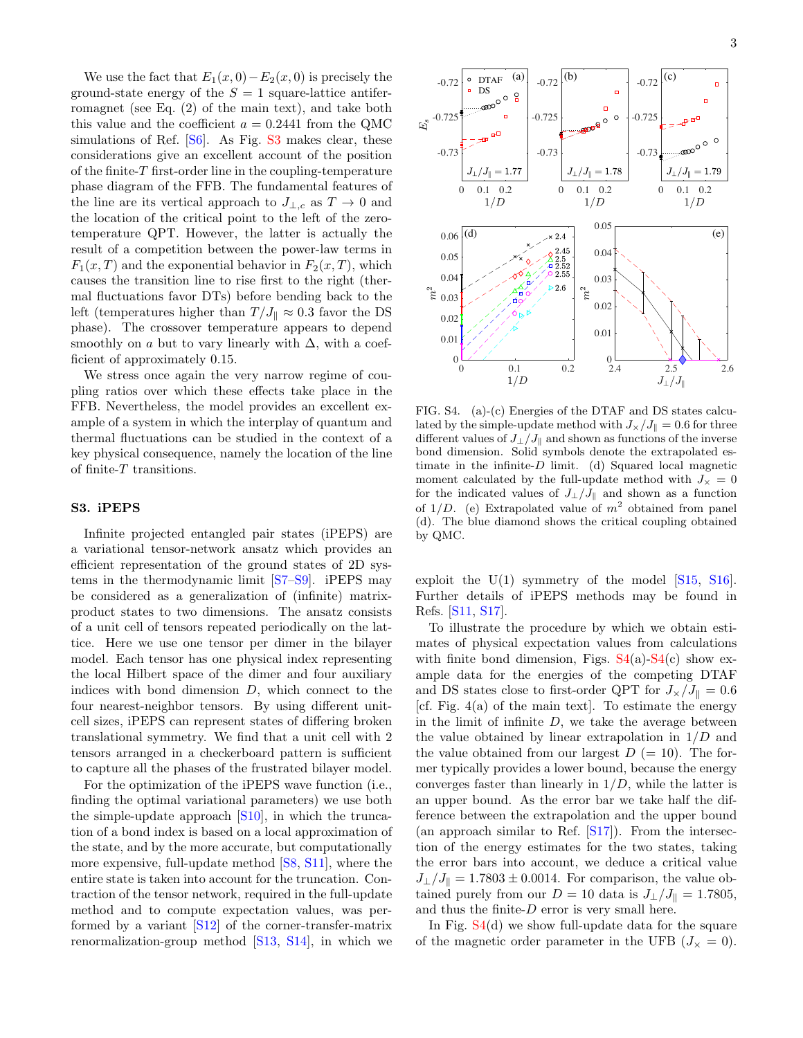We use the fact that $E_1(x,0) - E_2(x,0)$ is precisely the ground-state energy of the $S=1$ square-lattice antiferromagnet (see Eq. (2) of the main text), and take both this value and the coefficient $a = 0.2441$ from the QMC simulations of Ref. [S6]. As Fig. S3 makes clear, these considerations give an excellent account of the position of the finite-$T$ first-order line in the coupling-temperature phase diagram of the FFB. The fundamental features of the line are its vertical approach to $J_{\perp,c}$ as $T \to 0$ and the location of the critical point to the left of the zero-temperature QPT. However, the latter is actually the result of a competition between the power-law terms in $F_1(x,T)$ and the exponential behavior in $F_2(x,T)$, which causes the transition line to rise first to the right (thermal fluctuations favor DTs) before bending back to the left (temperatures higher than $T/J_\parallel \approx 0.3$ favor the DS phase). The crossover temperature appears to depend smoothly on $a$ but to vary linearly with $\Delta$, with a coefficient of approximately 0.15.

We stress once again the very narrow regime of coupling ratios over which these effects take place in the FFB. Nevertheless, the model provides an excellent example of a system in which the interplay of quantum and thermal fluctuations can be studied in the context of a key physical consequence, namely the location of the line of finite-$T$ transitions.

### S3. iPEPS

Infinite projected entangled pair states (iPEPS) are a variational tensor-network ansatz which provides an efficient representation of the ground states of 2D systems in the thermodynamic limit [S7–S9]. iPEPS may be considered as a generalization of (infinite) matrix-product states to two dimensions. The ansatz consists of a unit cell of tensors repeated periodically on the lattice. Here we use one tensor per dimer in the bilayer model. Each tensor has one physical index representing the local Hilbert space of the dimer and four auxiliary indices with bond dimension $D$, which connect to the four nearest-neighbor tensors. By using different unit-cell sizes, iPEPS can represent states of differing broken translational symmetry. We find that a unit cell with 2 tensors arranged in a checkerboard pattern is sufficient to capture all the phases of the frustrated bilayer model.

For the optimization of the iPEPS wave function (i.e., finding the optimal variational parameters) we use both the simple-update approach [S10], in which the truncation of a bond index is based on a local approximation of the state, and by the more accurate, but computationally more expensive, full-update method [S8, S11], where the entire state is taken into account for the truncation. Contraction of the tensor network, required in the full-update method and to compute expectation values, was performed by a variant [S12] of the corner-transfer-matrix renormalization-group method [S13, S14], in which we exploit the U(1) symmetry of the model [S15, S16]. Further details of iPEPS methods may be found in Refs. [S11, S17].

FIG. S4. (a)-(c) Energies of the DTAF and DS states calculated by the simple-update method with $J_\times/J_\parallel = 0.6$ for three different values of $J_\perp/J_\parallel$ and shown as functions of the inverse bond dimension. Solid symbols denote the extrapolated estimate in the infinite-$D$ limit. (d) Squared local magnetic moment calculated by the full-update method with $J_\times = 0$ for the indicated values of $J_\perp/J_\parallel$ and shown as a function of $1/D$. (e) Extrapolated value of $m^2$ obtained from panel (d). The blue diamond shows the critical coupling obtained by QMC.

To illustrate the procedure by which we obtain estimates of physical expectation values from calculations with finite bond dimension, Figs. S4(a)-S4(c) show example data for the energies of the competing DTAF and DS states close to first-order QPT for $J_\times/J_\parallel = 0.6$ [cf. Fig. 4(a) of the main text]. To estimate the energy in the limit of infinite $D$, we take the average between the value obtained by linear extrapolation in $1/D$ and the value obtained from our largest $D$ (= 10). The former typically provides a lower bound, because the energy converges faster than linearly in $1/D$, while the latter is an upper bound. As the error bar we take half the difference between the extrapolation and the upper bound (an approach similar to Ref. [S17]). From the intersection of the energy estimates for the two states, taking the error bars into account, we deduce a critical value $J_\perp/J_\parallel = 1.7803 \pm 0.0014$. For comparison, the value obtained purely from our $D = 10$ data is $J_\perp/J_\parallel = 1.7805$, and thus the finite-$D$ error is very small here.

In Fig. S4(d) we show full-update data for the square of the magnetic order parameter in the UFB ($J_\times = 0$).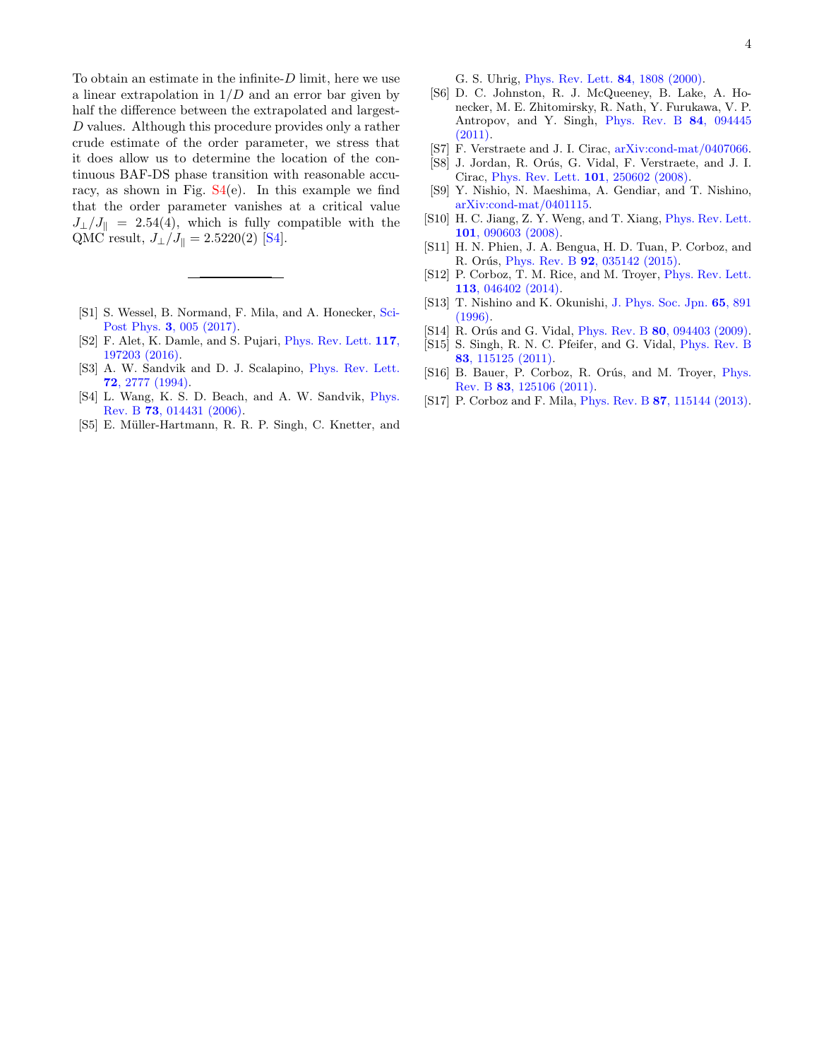To obtain an estimate in the infinite-$D$ limit, here we use a linear extrapolation in $1/D$ and an error bar given by half the difference between the extrapolated and largest-$D$ values. Although this procedure provides only a rather crude estimate of the order parameter, we stress that it does allow us to determine the location of the continuous BAF-DS phase transition with reasonable accuracy, as shown in Fig. S4(e). In this example we find that the order parameter vanishes at a critical value $J_{\perp}/J_{\parallel} = 2.54(4)$, which is fully compatible with the QMC result, $J_{\perp}/J_{\parallel} = 2.5220(2)$ [S4].

---

[S1] S. Wessel, B. Normand, F. Mila, and A. Honecker, SciPost Phys. **3**, 005 (2017).

[S2] F. Alet, K. Damle, and S. Pujari, Phys. Rev. Lett. **117**, 197203 (2016).

[S3] A. W. Sandvik and D. J. Scalapino, Phys. Rev. Lett. **72**, 2777 (1994).

[S4] L. Wang, K. S. D. Beach, and A. W. Sandvik, Phys. Rev. B **73**, 014431 (2006).

[S5] E. Müller-Hartmann, R. R. P. Singh, C. Knetter, and G. S. Uhrig, Phys. Rev. Lett. **84**, 1808 (2000).

[S6] D. C. Johnston, R. J. McQueeney, B. Lake, A. Honecker, M. E. Zhitomirsky, R. Nath, Y. Furukawa, V. P. Antropov, and Y. Singh, Phys. Rev. B **84**, 094445 (2011).

[S7] F. Verstraete and J. I. Cirac, arXiv:cond-mat/0407066.

[S8] J. Jordan, R. Orús, G. Vidal, F. Verstraete, and J. I. Cirac, Phys. Rev. Lett. **101**, 250602 (2008).

[S9] Y. Nishio, N. Maeshima, A. Gendiar, and T. Nishino, arXiv:cond-mat/0401115.

[S10] H. C. Jiang, Z. Y. Weng, and T. Xiang, Phys. Rev. Lett. **101**, 090603 (2008).

[S11] H. N. Phien, J. A. Bengua, H. D. Tuan, P. Corboz, and R. Orús, Phys. Rev. B **92**, 035142 (2015).

[S12] P. Corboz, T. M. Rice, and M. Troyer, Phys. Rev. Lett. **113**, 046402 (2014).

[S13] T. Nishino and K. Okunishi, J. Phys. Soc. Jpn. **65**, 891 (1996).

[S14] R. Orús and G. Vidal, Phys. Rev. B **80**, 094403 (2009).

[S15] S. Singh, R. N. C. Pfeifer, and G. Vidal, Phys. Rev. B **83**, 115125 (2011).

[S16] B. Bauer, P. Corboz, R. Orús, and M. Troyer, Phys. Rev. B **83**, 125106 (2011).

[S17] P. Corboz and F. Mila, Phys. Rev. B **87**, 115144 (2013).